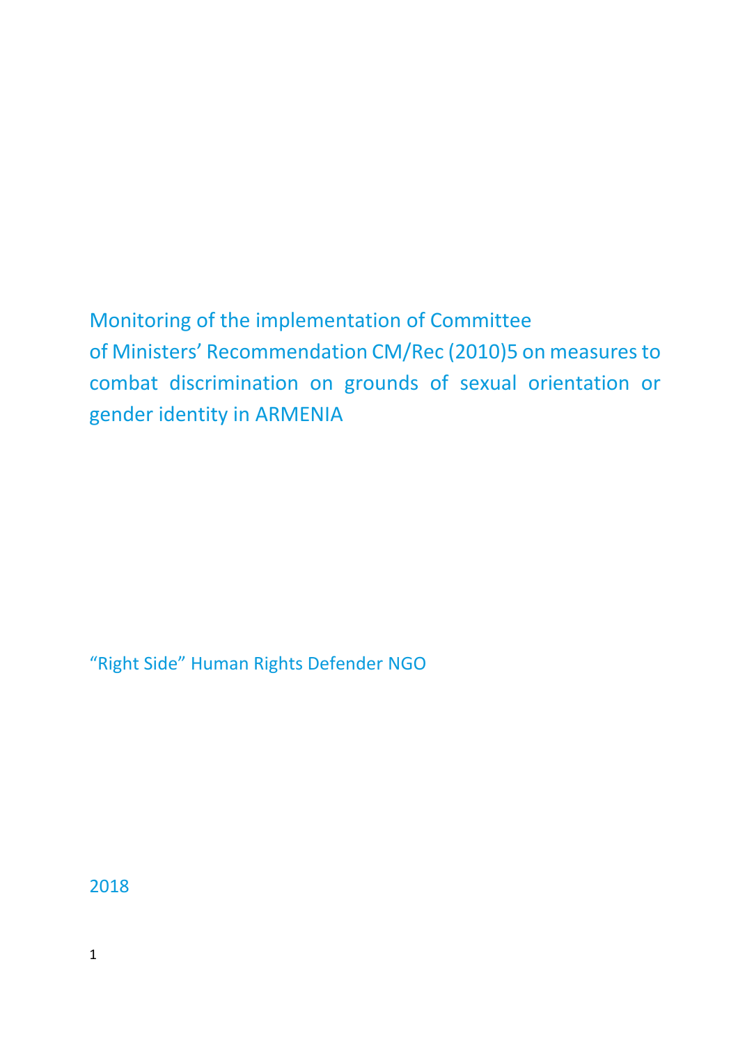# Monitoring of the implementation of Committee of Ministers' Recommendation CM/Rec (2010)5 on measures to combat discrimination on grounds of sexual orientation or gender identity in ARMENIA

"Right Side" Human Rights Defender NGO

2018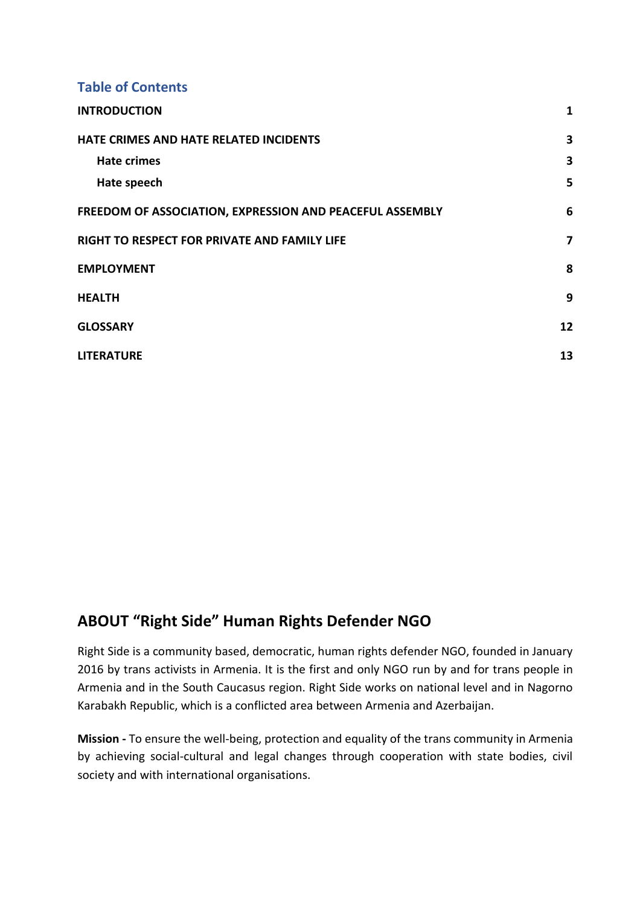## Table of Contents

| | |
|---|---|
| **INTRODUCTION** | **1** |
| **HATE CRIMES AND HATE RELATED INCIDENTS** | **3** |
| **Hate crimes** | **3** |
| **Hate speech** | **5** |
| **FREEDOM OF ASSOCIATION, EXPRESSION AND PEACEFUL ASSEMBLY** | **6** |
| **RIGHT TO RESPECT FOR PRIVATE AND FAMILY LIFE** | **7** |
| **EMPLOYMENT** | **8** |
| **HEALTH** | **9** |
| **GLOSSARY** | **12** |
| **LITERATURE** | **13** |

## ABOUT “Right Side” Human Rights Defender NGO

Right Side is a community based, democratic, human rights defender NGO, founded in January 2016 by trans activists in Armenia. It is the first and only NGO run by and for trans people in Armenia and in the South Caucasus region. Right Side works on national level and in Nagorno Karabakh Republic, which is a conflicted area between Armenia and Azerbaijan.

**Mission -** To ensure the well-being, protection and equality of the trans community in Armenia by achieving social-cultural and legal changes through cooperation with state bodies, civil society and with international organisations.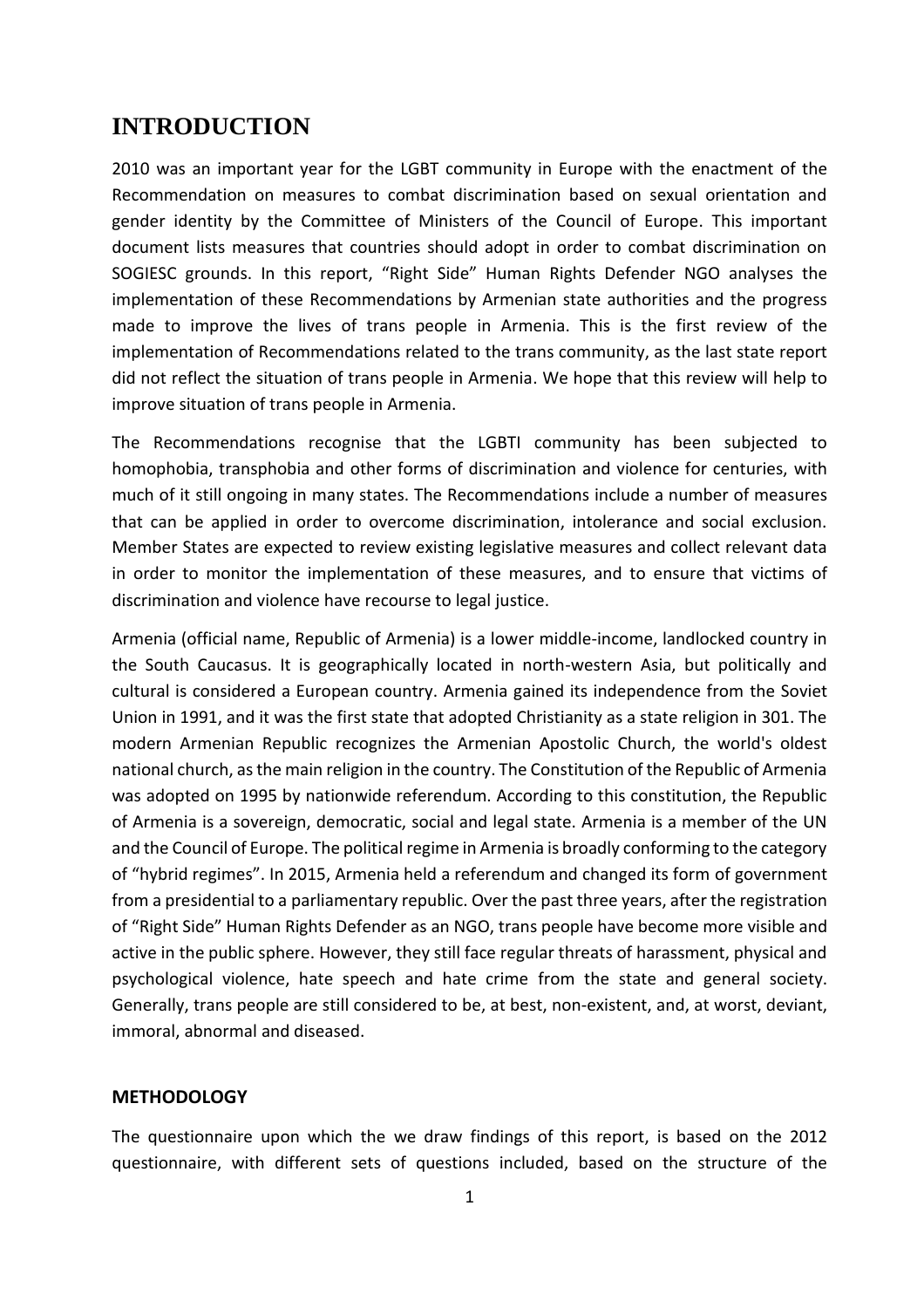# INTRODUCTION

2010 was an important year for the LGBT community in Europe with the enactment of the Recommendation on measures to combat discrimination based on sexual orientation and gender identity by the Committee of Ministers of the Council of Europe. This important document lists measures that countries should adopt in order to combat discrimination on SOGIESC grounds. In this report, "Right Side" Human Rights Defender NGO analyses the implementation of these Recommendations by Armenian state authorities and the progress made to improve the lives of trans people in Armenia. This is the first review of the implementation of Recommendations related to the trans community, as the last state report did not reflect the situation of trans people in Armenia. We hope that this review will help to improve situation of trans people in Armenia.

The Recommendations recognise that the LGBTI community has been subjected to homophobia, transphobia and other forms of discrimination and violence for centuries, with much of it still ongoing in many states. The Recommendations include a number of measures that can be applied in order to overcome discrimination, intolerance and social exclusion. Member States are expected to review existing legislative measures and collect relevant data in order to monitor the implementation of these measures, and to ensure that victims of discrimination and violence have recourse to legal justice.

Armenia (official name, Republic of Armenia) is a lower middle-income, landlocked country in the South Caucasus. It is geographically located in north-western Asia, but politically and cultural is considered a European country. Armenia gained its independence from the Soviet Union in 1991, and it was the first state that adopted Christianity as a state religion in 301. The modern Armenian Republic recognizes the Armenian Apostolic Church, the world's oldest national church, as the main religion in the country. The Constitution of the Republic of Armenia was adopted on 1995 by nationwide referendum. According to this constitution, the Republic of Armenia is a sovereign, democratic, social and legal state. Armenia is a member of the UN and the Council of Europe. The political regime in Armenia is broadly conforming to the category of "hybrid regimes". In 2015, Armenia held a referendum and changed its form of government from a presidential to a parliamentary republic. Over the past three years, after the registration of "Right Side" Human Rights Defender as an NGO, trans people have become more visible and active in the public sphere. However, they still face regular threats of harassment, physical and psychological violence, hate speech and hate crime from the state and general society. Generally, trans people are still considered to be, at best, non-existent, and, at worst, deviant, immoral, abnormal and diseased.

## METHODOLOGY

The questionnaire upon which the we draw findings of this report, is based on the 2012 questionnaire, with different sets of questions included, based on the structure of the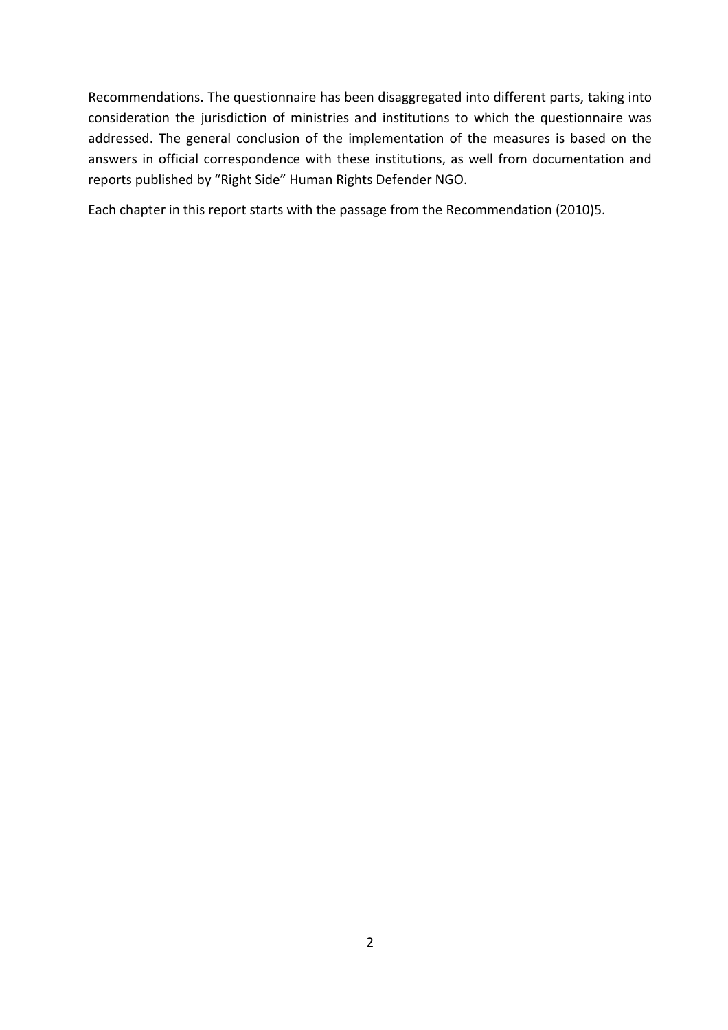Recommendations. The questionnaire has been disaggregated into different parts, taking into consideration the jurisdiction of ministries and institutions to which the questionnaire was addressed. The general conclusion of the implementation of the measures is based on the answers in official correspondence with these institutions, as well from documentation and reports published by “Right Side” Human Rights Defender NGO.

Each chapter in this report starts with the passage from the Recommendation (2010)5.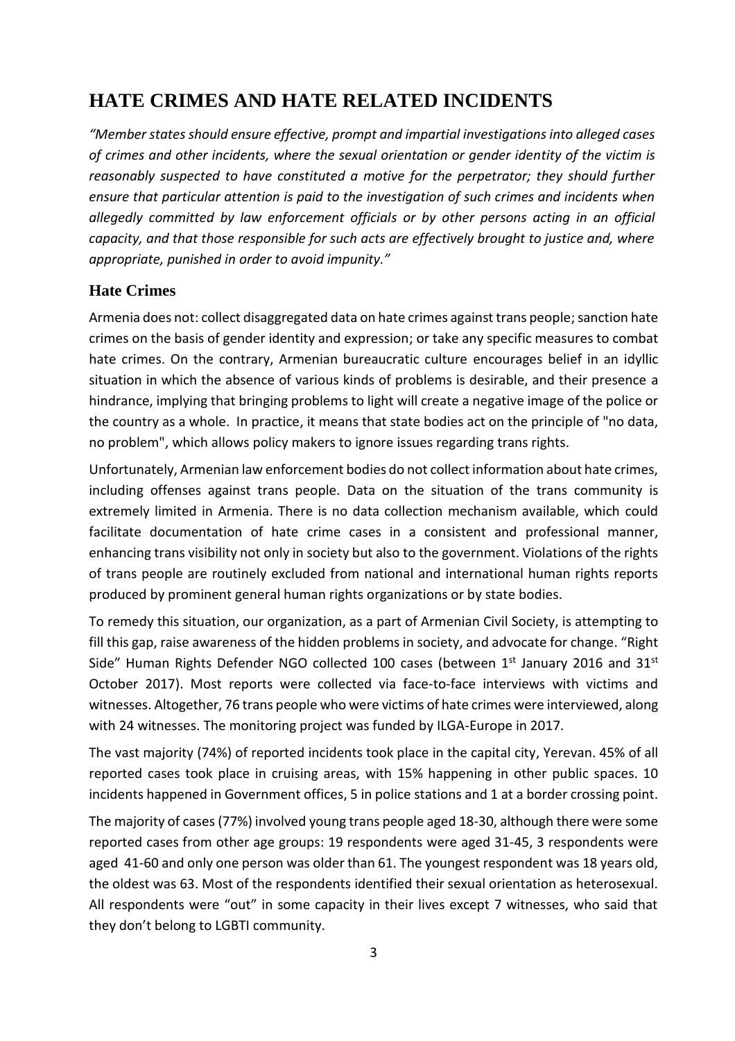# HATE CRIMES AND HATE RELATED INCIDENTS

*"Member states should ensure effective, prompt and impartial investigations into alleged cases of crimes and other incidents, where the sexual orientation or gender identity of the victim is reasonably suspected to have constituted a motive for the perpetrator; they should further ensure that particular attention is paid to the investigation of such crimes and incidents when allegedly committed by law enforcement officials or by other persons acting in an official capacity, and that those responsible for such acts are effectively brought to justice and, where appropriate, punished in order to avoid impunity."*

## Hate Crimes

Armenia does not: collect disaggregated data on hate crimes against trans people; sanction hate crimes on the basis of gender identity and expression; or take any specific measures to combat hate crimes. On the contrary, Armenian bureaucratic culture encourages belief in an idyllic situation in which the absence of various kinds of problems is desirable, and their presence a hindrance, implying that bringing problems to light will create a negative image of the police or the country as a whole. In practice, it means that state bodies act on the principle of "no data, no problem", which allows policy makers to ignore issues regarding trans rights.

Unfortunately, Armenian law enforcement bodies do not collect information about hate crimes, including offenses against trans people. Data on the situation of the trans community is extremely limited in Armenia. There is no data collection mechanism available, which could facilitate documentation of hate crime cases in a consistent and professional manner, enhancing trans visibility not only in society but also to the government. Violations of the rights of trans people are routinely excluded from national and international human rights reports produced by prominent general human rights organizations or by state bodies.

To remedy this situation, our organization, as a part of Armenian Civil Society, is attempting to fill this gap, raise awareness of the hidden problems in society, and advocate for change. "Right Side" Human Rights Defender NGO collected 100 cases (between 1st January 2016 and 31st October 2017). Most reports were collected via face-to-face interviews with victims and witnesses. Altogether, 76 trans people who were victims of hate crimes were interviewed, along with 24 witnesses. The monitoring project was funded by ILGA-Europe in 2017.

The vast majority (74%) of reported incidents took place in the capital city, Yerevan. 45% of all reported cases took place in cruising areas, with 15% happening in other public spaces. 10 incidents happened in Government offices, 5 in police stations and 1 at a border crossing point.

The majority of cases (77%) involved young trans people aged 18-30, although there were some reported cases from other age groups: 19 respondents were aged 31-45, 3 respondents were aged 41-60 and only one person was older than 61. The youngest respondent was 18 years old, the oldest was 63. Most of the respondents identified their sexual orientation as heterosexual. All respondents were "out" in some capacity in their lives except 7 witnesses, who said that they don't belong to LGBTI community.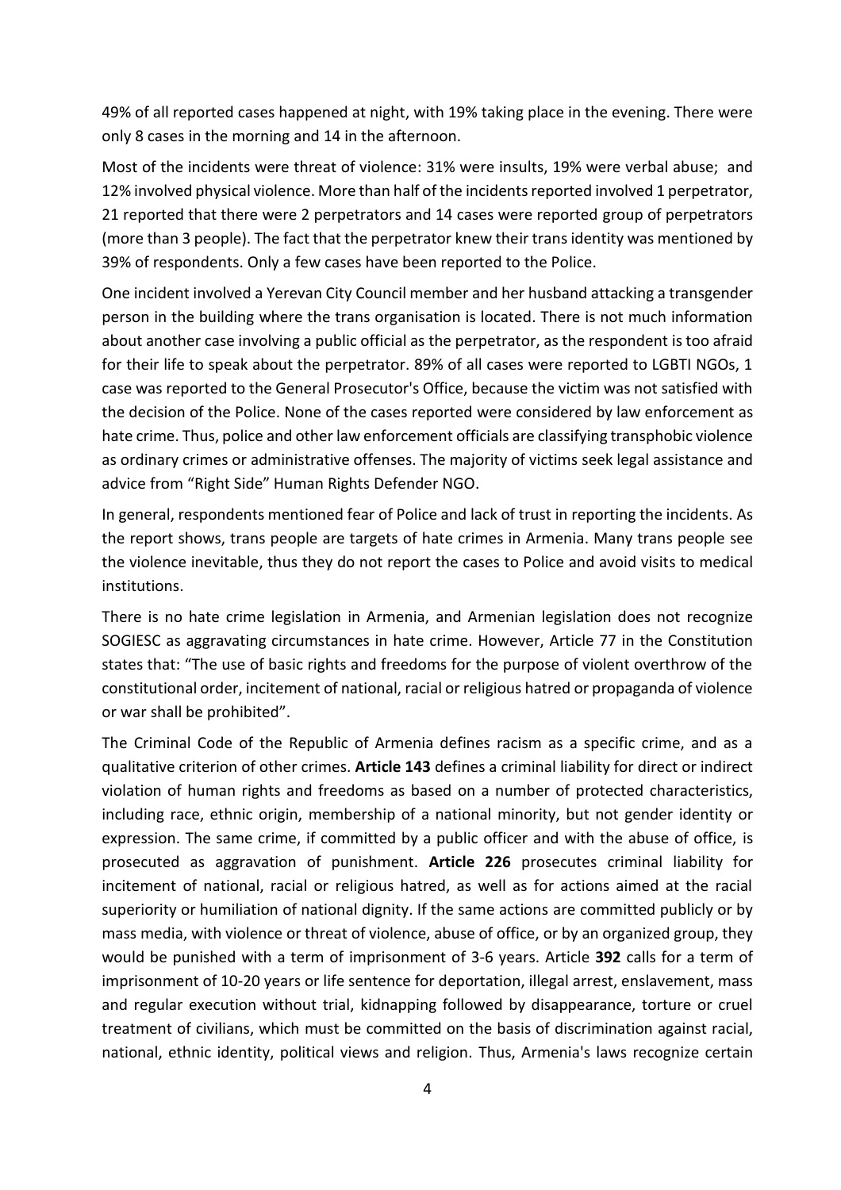49% of all reported cases happened at night, with 19% taking place in the evening. There were only 8 cases in the morning and 14 in the afternoon.

Most of the incidents were threat of violence: 31% were insults, 19% were verbal abuse; and 12% involved physical violence. More than half of the incidents reported involved 1 perpetrator, 21 reported that there were 2 perpetrators and 14 cases were reported group of perpetrators (more than 3 people). The fact that the perpetrator knew their trans identity was mentioned by 39% of respondents. Only a few cases have been reported to the Police.

One incident involved a Yerevan City Council member and her husband attacking a transgender person in the building where the trans organisation is located. There is not much information about another case involving a public official as the perpetrator, as the respondent is too afraid for their life to speak about the perpetrator. 89% of all cases were reported to LGBTI NGOs, 1 case was reported to the General Prosecutor's Office, because the victim was not satisfied with the decision of the Police. None of the cases reported were considered by law enforcement as hate crime. Thus, police and other law enforcement officials are classifying transphobic violence as ordinary crimes or administrative offenses. The majority of victims seek legal assistance and advice from "Right Side" Human Rights Defender NGO.

In general, respondents mentioned fear of Police and lack of trust in reporting the incidents. As the report shows, trans people are targets of hate crimes in Armenia. Many trans people see the violence inevitable, thus they do not report the cases to Police and avoid visits to medical institutions.

There is no hate crime legislation in Armenia, and Armenian legislation does not recognize SOGIESC as aggravating circumstances in hate crime. However, Article 77 in the Constitution states that: "The use of basic rights and freedoms for the purpose of violent overthrow of the constitutional order, incitement of national, racial or religious hatred or propaganda of violence or war shall be prohibited".

The Criminal Code of the Republic of Armenia defines racism as a specific crime, and as a qualitative criterion of other crimes. **Article 143** defines a criminal liability for direct or indirect violation of human rights and freedoms as based on a number of protected characteristics, including race, ethnic origin, membership of a national minority, but not gender identity or expression. The same crime, if committed by a public officer and with the abuse of office, is prosecuted as aggravation of punishment. **Article 226** prosecutes criminal liability for incitement of national, racial or religious hatred, as well as for actions aimed at the racial superiority or humiliation of national dignity. If the same actions are committed publicly or by mass media, with violence or threat of violence, abuse of office, or by an organized group, they would be punished with a term of imprisonment of 3-6 years. Article **392** calls for a term of imprisonment of 10-20 years or life sentence for deportation, illegal arrest, enslavement, mass and regular execution without trial, kidnapping followed by disappearance, torture or cruel treatment of civilians, which must be committed on the basis of discrimination against racial, national, ethnic identity, political views and religion. Thus, Armenia's laws recognize certain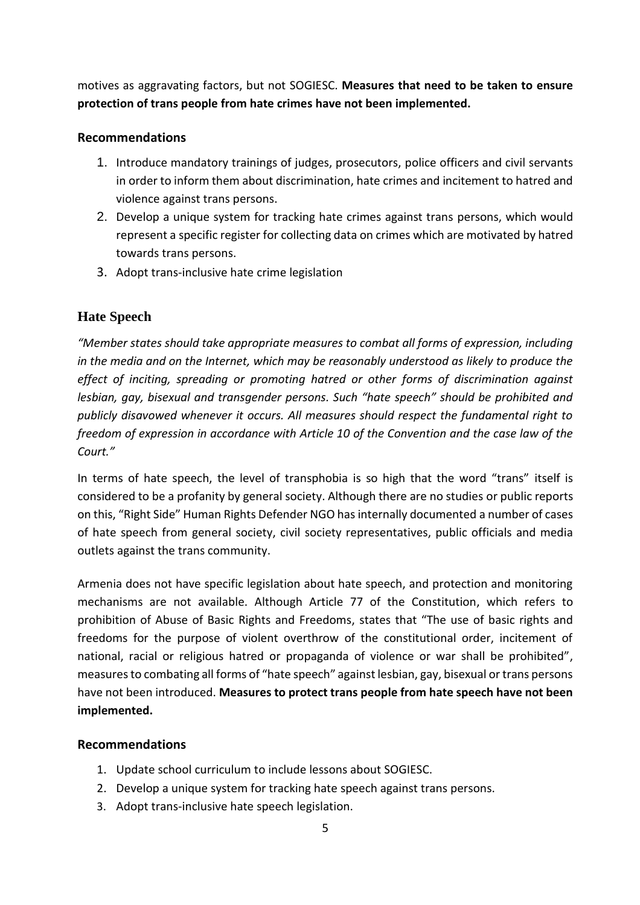motives as aggravating factors, but not SOGIESC. **Measures that need to be taken to ensure protection of trans people from hate crimes have not been implemented.**

### Recommendations

1. Introduce mandatory trainings of judges, prosecutors, police officers and civil servants in order to inform them about discrimination, hate crimes and incitement to hatred and violence against trans persons.
2. Develop a unique system for tracking hate crimes against trans persons, which would represent a specific register for collecting data on crimes which are motivated by hatred towards trans persons.
3. Adopt trans-inclusive hate crime legislation

## Hate Speech

*"Member states should take appropriate measures to combat all forms of expression, including in the media and on the Internet, which may be reasonably understood as likely to produce the effect of inciting, spreading or promoting hatred or other forms of discrimination against lesbian, gay, bisexual and transgender persons. Such "hate speech" should be prohibited and publicly disavowed whenever it occurs. All measures should respect the fundamental right to freedom of expression in accordance with Article 10 of the Convention and the case law of the Court."*

In terms of hate speech, the level of transphobia is so high that the word "trans" itself is considered to be a profanity by general society. Although there are no studies or public reports on this, "Right Side" Human Rights Defender NGO has internally documented a number of cases of hate speech from general society, civil society representatives, public officials and media outlets against the trans community.

Armenia does not have specific legislation about hate speech, and protection and monitoring mechanisms are not available. Although Article 77 of the Constitution, which refers to prohibition of Abuse of Basic Rights and Freedoms, states that "The use of basic rights and freedoms for the purpose of violent overthrow of the constitutional order, incitement of national, racial or religious hatred or propaganda of violence or war shall be prohibited", measures to combating all forms of "hate speech" against lesbian, gay, bisexual or trans persons have not been introduced. **Measures to protect trans people from hate speech have not been implemented.**

### Recommendations

1. Update school curriculum to include lessons about SOGIESC.
2. Develop a unique system for tracking hate speech against trans persons.
3. Adopt trans-inclusive hate speech legislation.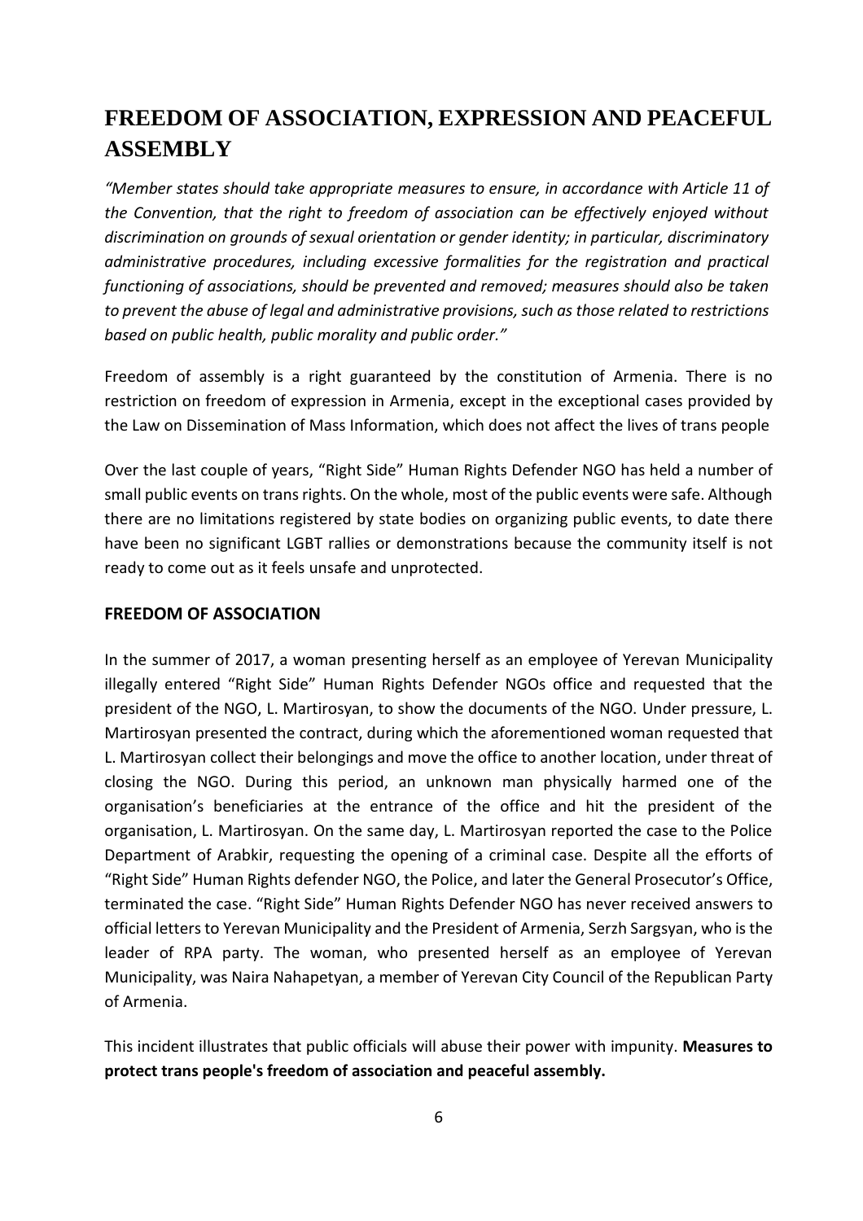# FREEDOM OF ASSOCIATION, EXPRESSION AND PEACEFUL ASSEMBLY

*"Member states should take appropriate measures to ensure, in accordance with Article 11 of the Convention, that the right to freedom of association can be effectively enjoyed without discrimination on grounds of sexual orientation or gender identity; in particular, discriminatory administrative procedures, including excessive formalities for the registration and practical functioning of associations, should be prevented and removed; measures should also be taken to prevent the abuse of legal and administrative provisions, such as those related to restrictions based on public health, public morality and public order."*

Freedom of assembly is a right guaranteed by the constitution of Armenia. There is no restriction on freedom of expression in Armenia, except in the exceptional cases provided by the Law on Dissemination of Mass Information, which does not affect the lives of trans people

Over the last couple of years, "Right Side" Human Rights Defender NGO has held a number of small public events on trans rights. On the whole, most of the public events were safe. Although there are no limitations registered by state bodies on organizing public events, to date there have been no significant LGBT rallies or demonstrations because the community itself is not ready to come out as it feels unsafe and unprotected.

## FREEDOM OF ASSOCIATION

In the summer of 2017, a woman presenting herself as an employee of Yerevan Municipality illegally entered "Right Side" Human Rights Defender NGOs office and requested that the president of the NGO, L. Martirosyan, to show the documents of the NGO. Under pressure, L. Martirosyan presented the contract, during which the aforementioned woman requested that L. Martirosyan collect their belongings and move the office to another location, under threat of closing the NGO. During this period, an unknown man physically harmed one of the organisation's beneficiaries at the entrance of the office and hit the president of the organisation, L. Martirosyan. On the same day, L. Martirosyan reported the case to the Police Department of Arabkir, requesting the opening of a criminal case. Despite all the efforts of "Right Side" Human Rights defender NGO, the Police, and later the General Prosecutor's Office, terminated the case. "Right Side" Human Rights Defender NGO has never received answers to official letters to Yerevan Municipality and the President of Armenia, Serzh Sargsyan, who is the leader of RPA party. The woman, who presented herself as an employee of Yerevan Municipality, was Naira Nahapetyan, a member of Yerevan City Council of the Republican Party of Armenia.

This incident illustrates that public officials will abuse their power with impunity. **Measures to protect trans people's freedom of association and peaceful assembly.**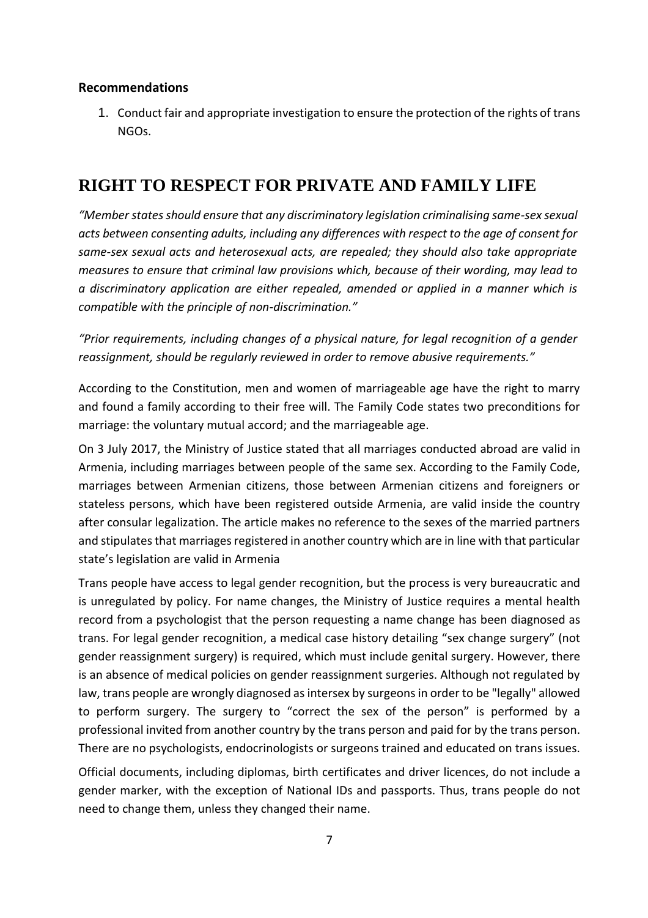#### Recommendations

1. Conduct fair and appropriate investigation to ensure the protection of the rights of trans NGOs.

## RIGHT TO RESPECT FOR PRIVATE AND FAMILY LIFE

*"Member states should ensure that any discriminatory legislation criminalising same-sex sexual acts between consenting adults, including any differences with respect to the age of consent for same-sex sexual acts and heterosexual acts, are repealed; they should also take appropriate measures to ensure that criminal law provisions which, because of their wording, may lead to a discriminatory application are either repealed, amended or applied in a manner which is compatible with the principle of non-discrimination."*

*"Prior requirements, including changes of a physical nature, for legal recognition of a gender reassignment, should be regularly reviewed in order to remove abusive requirements."*

According to the Constitution, men and women of marriageable age have the right to marry and found a family according to their free will. The Family Code states two preconditions for marriage: the voluntary mutual accord; and the marriageable age.

On 3 July 2017, the Ministry of Justice stated that all marriages conducted abroad are valid in Armenia, including marriages between people of the same sex. According to the Family Code, marriages between Armenian citizens, those between Armenian citizens and foreigners or stateless persons, which have been registered outside Armenia, are valid inside the country after consular legalization. The article makes no reference to the sexes of the married partners and stipulates that marriages registered in another country which are in line with that particular state's legislation are valid in Armenia

Trans people have access to legal gender recognition, but the process is very bureaucratic and is unregulated by policy. For name changes, the Ministry of Justice requires a mental health record from a psychologist that the person requesting a name change has been diagnosed as trans. For legal gender recognition, a medical case history detailing "sex change surgery" (not gender reassignment surgery) is required, which must include genital surgery. However, there is an absence of medical policies on gender reassignment surgeries. Although not regulated by law, trans people are wrongly diagnosed as intersex by surgeons in order to be "legally" allowed to perform surgery. The surgery to "correct the sex of the person" is performed by a professional invited from another country by the trans person and paid for by the trans person. There are no psychologists, endocrinologists or surgeons trained and educated on trans issues.

Official documents, including diplomas, birth certificates and driver licences, do not include a gender marker, with the exception of National IDs and passports. Thus, trans people do not need to change them, unless they changed their name.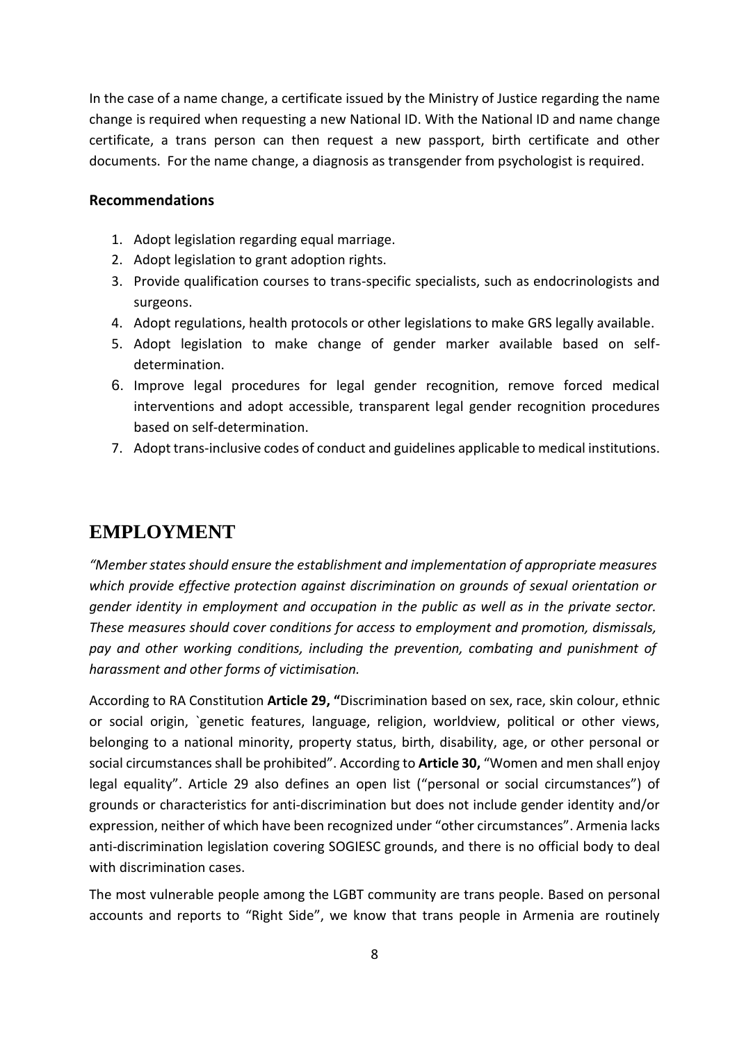In the case of a name change, a certificate issued by the Ministry of Justice regarding the name change is required when requesting a new National ID. With the National ID and name change certificate, a trans person can then request a new passport, birth certificate and other documents. For the name change, a diagnosis as transgender from psychologist is required.

**Recommendations**

1. Adopt legislation regarding equal marriage.
2. Adopt legislation to grant adoption rights.
3. Provide qualification courses to trans-specific specialists, such as endocrinologists and surgeons.
4. Adopt regulations, health protocols or other legislations to make GRS legally available.
5. Adopt legislation to make change of gender marker available based on self-determination.
6. Improve legal procedures for legal gender recognition, remove forced medical interventions and adopt accessible, transparent legal gender recognition procedures based on self-determination.
7. Adopt trans-inclusive codes of conduct and guidelines applicable to medical institutions.

## EMPLOYMENT

*"Member states should ensure the establishment and implementation of appropriate measures which provide effective protection against discrimination on grounds of sexual orientation or gender identity in employment and occupation in the public as well as in the private sector. These measures should cover conditions for access to employment and promotion, dismissals, pay and other working conditions, including the prevention, combating and punishment of harassment and other forms of victimisation.*

According to RA Constitution **Article 29, "**Discrimination based on sex, race, skin colour, ethnic or social origin, `genetic features, language, religion, worldview, political or other views, belonging to a national minority, property status, birth, disability, age, or other personal or social circumstances shall be prohibited". According to **Article 30,** "Women and men shall enjoy legal equality". Article 29 also defines an open list ("personal or social circumstances") of grounds or characteristics for anti-discrimination but does not include gender identity and/or expression, neither of which have been recognized under "other circumstances". Armenia lacks anti-discrimination legislation covering SOGIESC grounds, and there is no official body to deal with discrimination cases.

The most vulnerable people among the LGBT community are trans people. Based on personal accounts and reports to "Right Side", we know that trans people in Armenia are routinely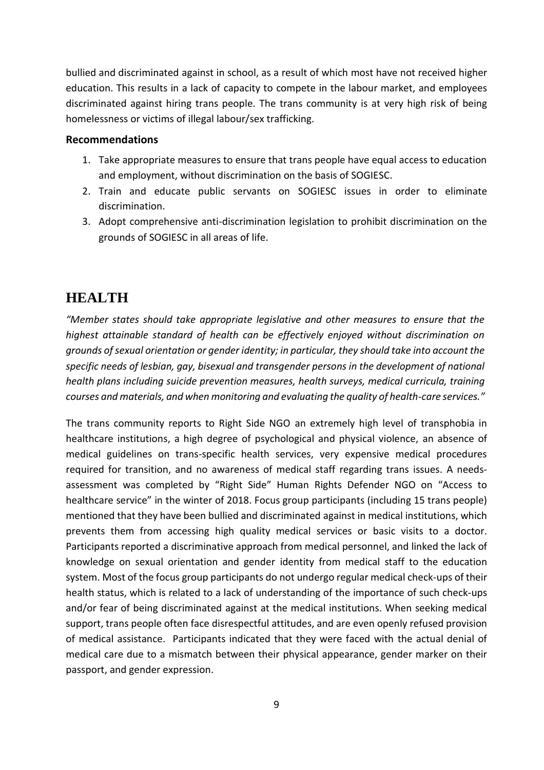bullied and discriminated against in school, as a result of which most have not received higher education. This results in a lack of capacity to compete in the labour market, and employees discriminated against hiring trans people. The trans community is at very high risk of being homelessness or victims of illegal labour/sex trafficking.

**Recommendations**

1. Take appropriate measures to ensure that trans people have equal access to education and employment, without discrimination on the basis of SOGIESC.
2. Train and educate public servants on SOGIESC issues in order to eliminate discrimination.
3. Adopt comprehensive anti-discrimination legislation to prohibit discrimination on the grounds of SOGIESC in all areas of life.

# HEALTH

*"Member states should take appropriate legislative and other measures to ensure that the highest attainable standard of health can be effectively enjoyed without discrimination on grounds of sexual orientation or gender identity; in particular, they should take into account the specific needs of lesbian, gay, bisexual and transgender persons in the development of national health plans including suicide prevention measures, health surveys, medical curricula, training courses and materials, and when monitoring and evaluating the quality of health-care services."*

The trans community reports to Right Side NGO an extremely high level of transphobia in healthcare institutions, a high degree of psychological and physical violence, an absence of medical guidelines on trans-specific health services, very expensive medical procedures required for transition, and no awareness of medical staff regarding trans issues. A needs-assessment was completed by "Right Side" Human Rights Defender NGO on "Access to healthcare service" in the winter of 2018. Focus group participants (including 15 trans people) mentioned that they have been bullied and discriminated against in medical institutions, which prevents them from accessing high quality medical services or basic visits to a doctor. Participants reported a discriminative approach from medical personnel, and linked the lack of knowledge on sexual orientation and gender identity from medical staff to the education system. Most of the focus group participants do not undergo regular medical check-ups of their health status, which is related to a lack of understanding of the importance of such check-ups and/or fear of being discriminated against at the medical institutions. When seeking medical support, trans people often face disrespectful attitudes, and are even openly refused provision of medical assistance. Participants indicated that they were faced with the actual denial of medical care due to a mismatch between their physical appearance, gender marker on their passport, and gender expression.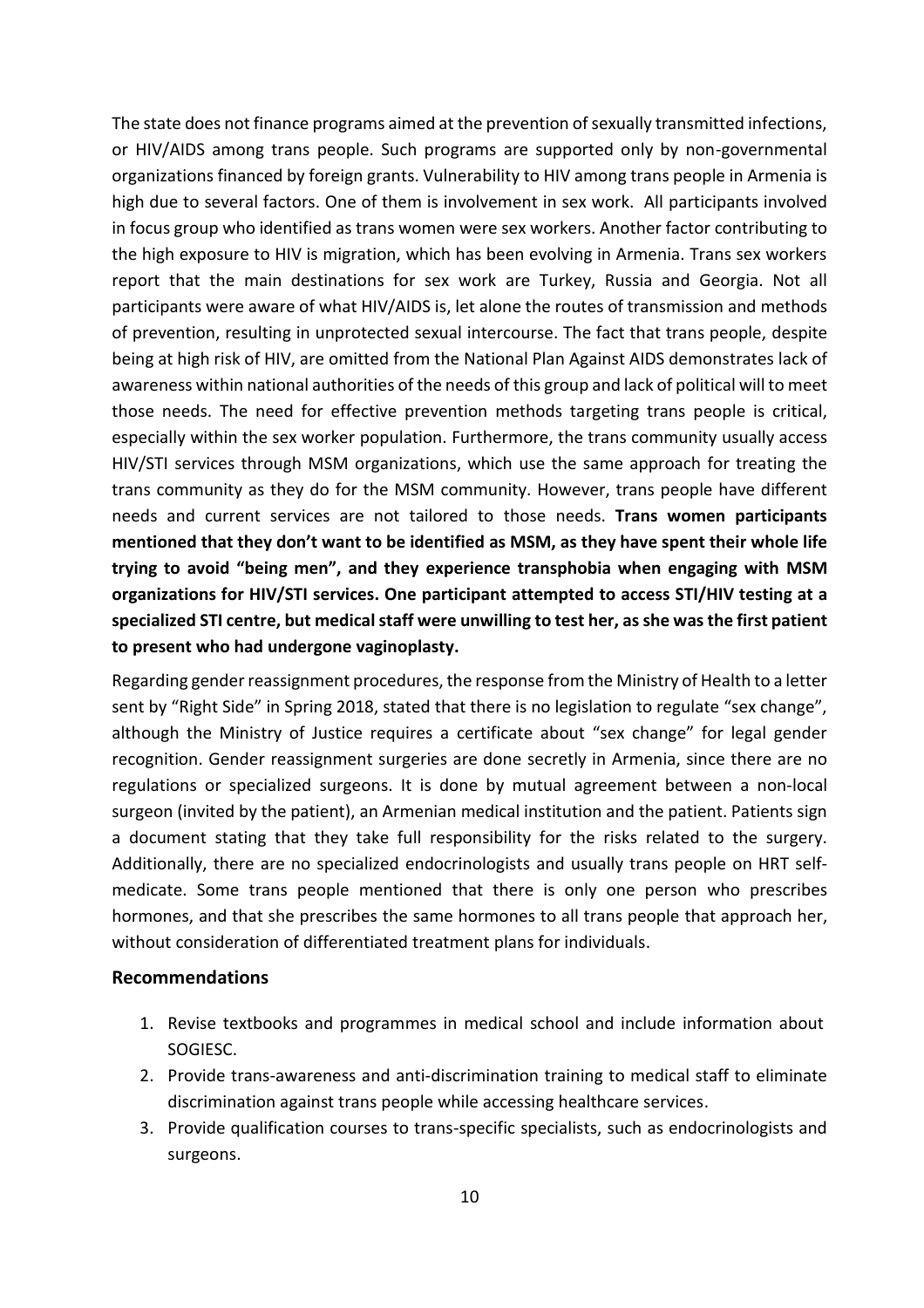The state does not finance programs aimed at the prevention of sexually transmitted infections, or HIV/AIDS among trans people. Such programs are supported only by non-governmental organizations financed by foreign grants. Vulnerability to HIV among trans people in Armenia is high due to several factors. One of them is involvement in sex work. All participants involved in focus group who identified as trans women were sex workers. Another factor contributing to the high exposure to HIV is migration, which has been evolving in Armenia. Trans sex workers report that the main destinations for sex work are Turkey, Russia and Georgia. Not all participants were aware of what HIV/AIDS is, let alone the routes of transmission and methods of prevention, resulting in unprotected sexual intercourse. The fact that trans people, despite being at high risk of HIV, are omitted from the National Plan Against AIDS demonstrates lack of awareness within national authorities of the needs of this group and lack of political will to meet those needs. The need for effective prevention methods targeting trans people is critical, especially within the sex worker population. Furthermore, the trans community usually access HIV/STI services through MSM organizations, which use the same approach for treating the trans community as they do for the MSM community. However, trans people have different needs and current services are not tailored to those needs. **Trans women participants mentioned that they don't want to be identified as MSM, as they have spent their whole life trying to avoid "being men", and they experience transphobia when engaging with MSM organizations for HIV/STI services. One participant attempted to access STI/HIV testing at a specialized STI centre, but medical staff were unwilling to test her, as she was the first patient to present who had undergone vaginoplasty.**

Regarding gender reassignment procedures, the response from the Ministry of Health to a letter sent by "Right Side" in Spring 2018, stated that there is no legislation to regulate "sex change", although the Ministry of Justice requires a certificate about "sex change" for legal gender recognition. Gender reassignment surgeries are done secretly in Armenia, since there are no regulations or specialized surgeons. It is done by mutual agreement between a non-local surgeon (invited by the patient), an Armenian medical institution and the patient. Patients sign a document stating that they take full responsibility for the risks related to the surgery. Additionally, there are no specialized endocrinologists and usually trans people on HRT self-medicate. Some trans people mentioned that there is only one person who prescribes hormones, and that she prescribes the same hormones to all trans people that approach her, without consideration of differentiated treatment plans for individuals.

### Recommendations

1. Revise textbooks and programmes in medical school and include information about SOGIESC.
2. Provide trans-awareness and anti-discrimination training to medical staff to eliminate discrimination against trans people while accessing healthcare services.
3. Provide qualification courses to trans-specific specialists, such as endocrinologists and surgeons.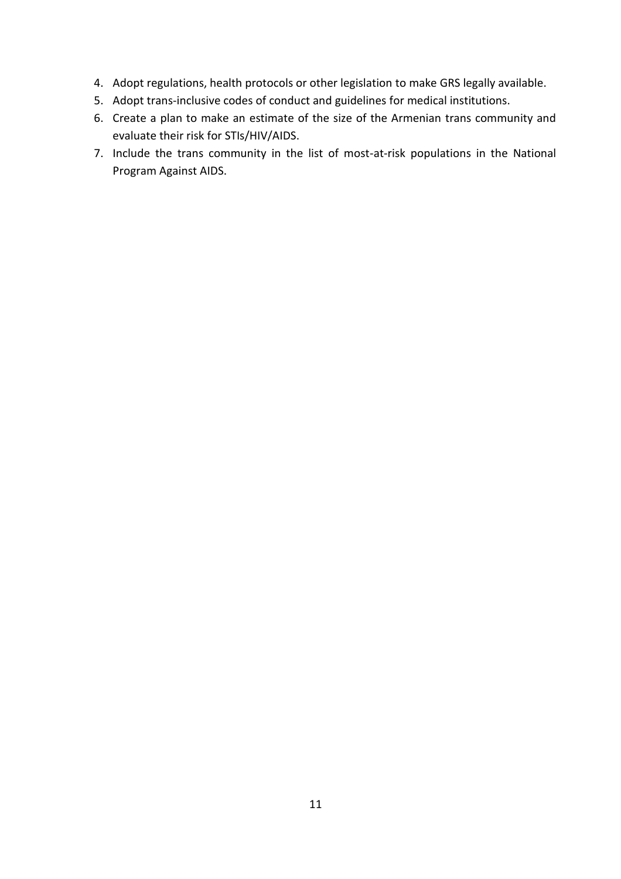4. Adopt regulations, health protocols or other legislation to make GRS legally available.
5. Adopt trans-inclusive codes of conduct and guidelines for medical institutions.
6. Create a plan to make an estimate of the size of the Armenian trans community and evaluate their risk for STIs/HIV/AIDS.
7. Include the trans community in the list of most-at-risk populations in the National Program Against AIDS.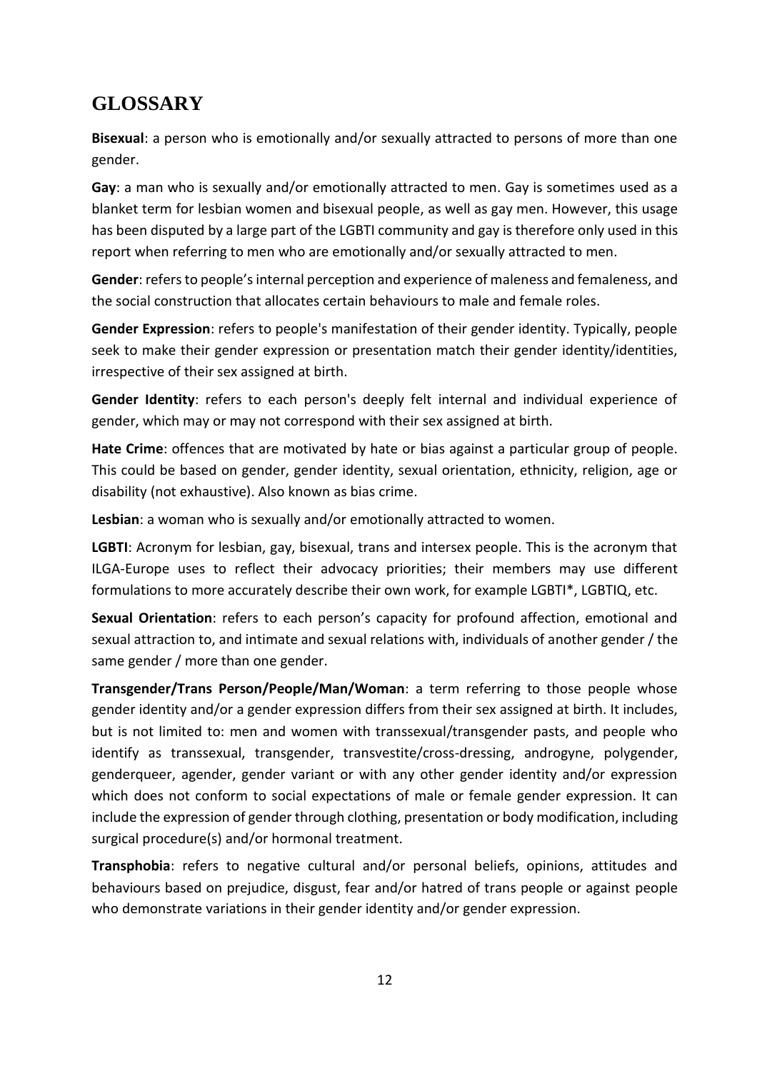## GLOSSARY

**Bisexual**: a person who is emotionally and/or sexually attracted to persons of more than one gender.

**Gay**: a man who is sexually and/or emotionally attracted to men. Gay is sometimes used as a blanket term for lesbian women and bisexual people, as well as gay men. However, this usage has been disputed by a large part of the LGBTI community and gay is therefore only used in this report when referring to men who are emotionally and/or sexually attracted to men.

**Gender**: refers to people's internal perception and experience of maleness and femaleness, and the social construction that allocates certain behaviours to male and female roles.

**Gender Expression**: refers to people's manifestation of their gender identity. Typically, people seek to make their gender expression or presentation match their gender identity/identities, irrespective of their sex assigned at birth.

**Gender Identity**: refers to each person's deeply felt internal and individual experience of gender, which may or may not correspond with their sex assigned at birth.

**Hate Crime**: offences that are motivated by hate or bias against a particular group of people. This could be based on gender, gender identity, sexual orientation, ethnicity, religion, age or disability (not exhaustive). Also known as bias crime.

**Lesbian**: a woman who is sexually and/or emotionally attracted to women.

**LGBTI**: Acronym for lesbian, gay, bisexual, trans and intersex people. This is the acronym that ILGA-Europe uses to reflect their advocacy priorities; their members may use different formulations to more accurately describe their own work, for example LGBTI*, LGBTIQ, etc.

**Sexual Orientation**: refers to each person's capacity for profound affection, emotional and sexual attraction to, and intimate and sexual relations with, individuals of another gender / the same gender / more than one gender.

**Transgender/Trans Person/People/Man/Woman**: a term referring to those people whose gender identity and/or a gender expression differs from their sex assigned at birth. It includes, but is not limited to: men and women with transsexual/transgender pasts, and people who identify as transsexual, transgender, transvestite/cross-dressing, androgyne, polygender, genderqueer, agender, gender variant or with any other gender identity and/or expression which does not conform to social expectations of male or female gender expression. It can include the expression of gender through clothing, presentation or body modification, including surgical procedure(s) and/or hormonal treatment.

**Transphobia**: refers to negative cultural and/or personal beliefs, opinions, attitudes and behaviours based on prejudice, disgust, fear and/or hatred of trans people or against people who demonstrate variations in their gender identity and/or gender expression.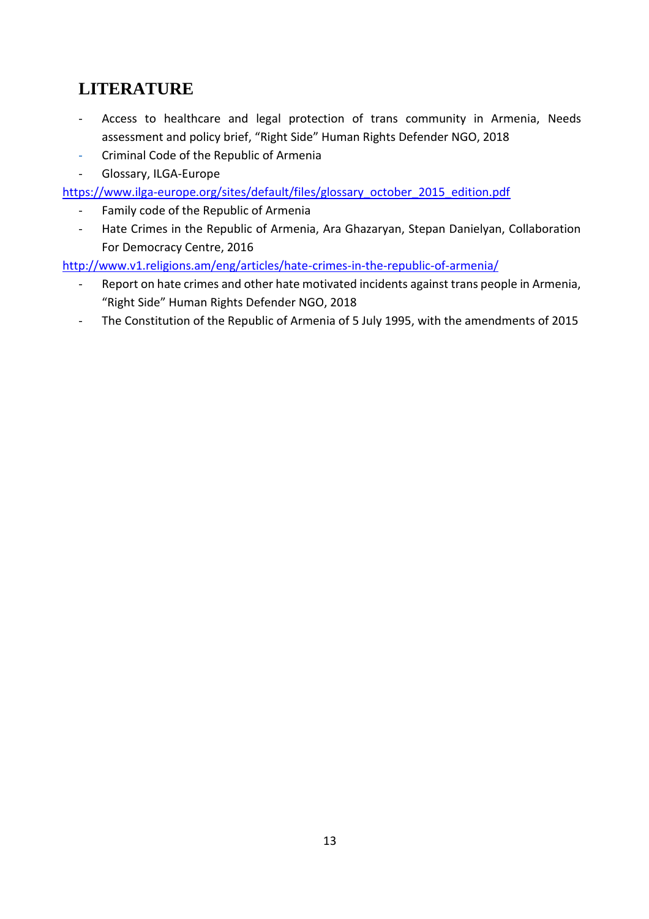# LITERATURE

- Access to healthcare and legal protection of trans community in Armenia, Needs assessment and policy brief, “Right Side” Human Rights Defender NGO, 2018
- Criminal Code of the Republic of Armenia
- Glossary, ILGA-Europe

https://www.ilga-europe.org/sites/default/files/glossary_october_2015_edition.pdf

- Family code of the Republic of Armenia
- Hate Crimes in the Republic of Armenia, Ara Ghazaryan, Stepan Danielyan, Collaboration For Democracy Centre, 2016

http://www.v1.religions.am/eng/articles/hate-crimes-in-the-republic-of-armenia/

- Report on hate crimes and other hate motivated incidents against trans people in Armenia, “Right Side” Human Rights Defender NGO, 2018
- The Constitution of the Republic of Armenia of 5 July 1995, with the amendments of 2015